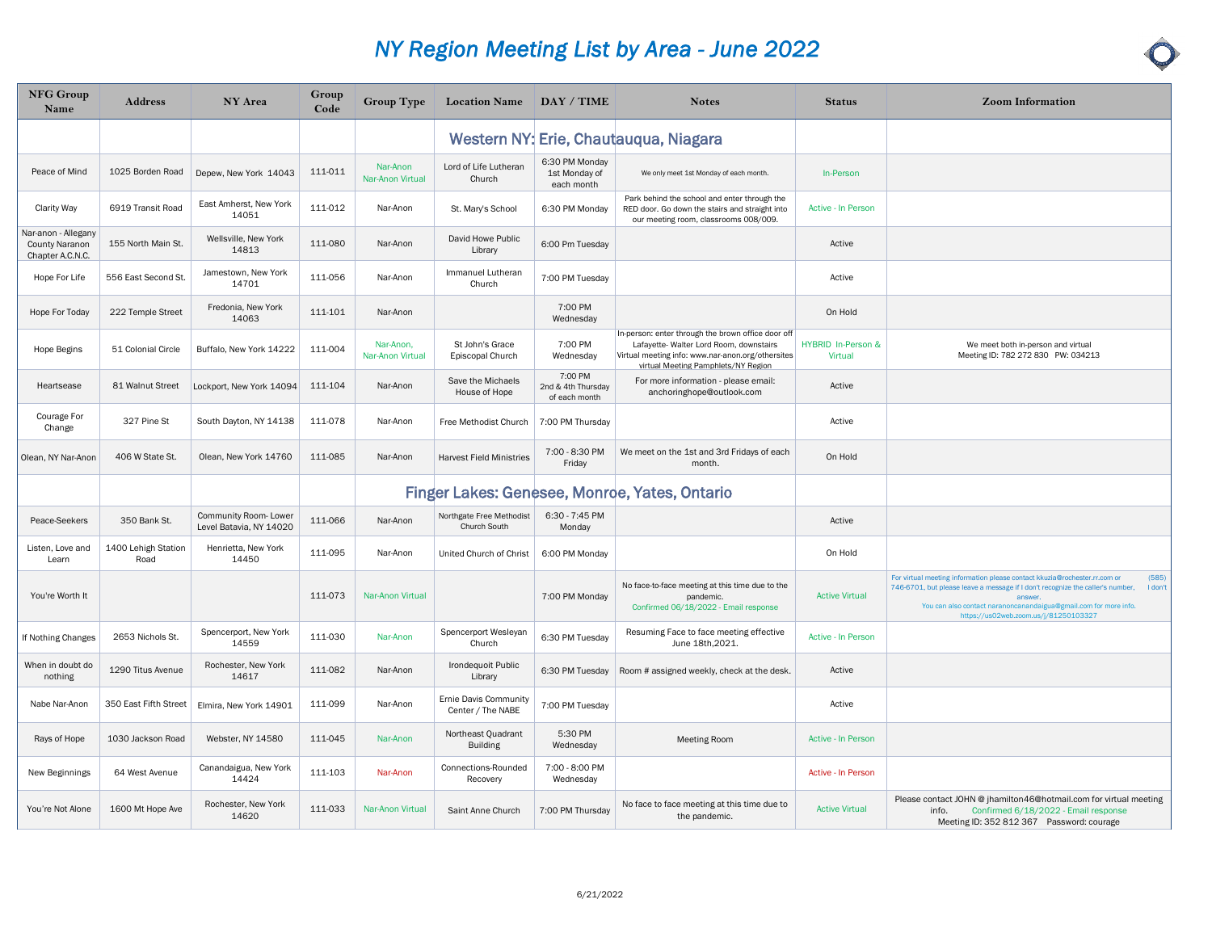# NY Region Meeting List by Area - June 2022

| NFG Group Name | Address | NY Area | Group Code | Group Type | Location Name | DAY / TIME | Notes | Status | Zoom Information |
|---|---|---|---|---|---|---|---|---|---|
| | | | | | **Western NY: Erie, Chautauqua, Niagara** | | | | |
| Peace of Mind | 1025 Borden Road | Depew, New York 14043 | 111-011 | Nar-Anon Nar-Anon Virtual | Lord of Life Lutheran Church | 6:30 PM Monday 1st Monday of each month | We only meet 1st Monday of each month. | In-Person | |
| Clarity Way | 6919 Transit Road | East Amherst, New York 14051 | 111-012 | Nar-Anon | St. Mary's School | 6:30 PM Monday | Park behind the school and enter through the RED door. Go down the stairs and straight into our meeting room, classrooms 008/009. | Active - In Person | |
| Nar-anon - Allegany County Naranon Chapter A.C.N.C. | 155 North Main St. | Wellsville, New York 14813 | 111-080 | Nar-Anon | David Howe Public Library | 6:00 Pm Tuesday | | Active | |
| Hope For Life | 556 East Second St. | Jamestown, New York 14701 | 111-056 | Nar-Anon | Immanuel Lutheran Church | 7:00 PM Tuesday | | Active | |
| Hope For Today | 222 Temple Street | Fredonia, New York 14063 | 111-101 | Nar-Anon | | 7:00 PM Wednesday | | On Hold | |
| Hope Begins | 51 Colonial Circle | Buffalo, New York 14222 | 111-004 | Nar-Anon, Nar-Anon Virtual | St John's Grace Episcopal Church | 7:00 PM Wednesday | In-person: enter through the brown office door off Lafayette- Walter Lord Room, downstairs Virtual meeting info: www.nar-anon.org/othersites virtual Meeting Pamphlets/NY Region | HYBRID In-Person & Virtual | We meet both in-person and virtual Meeting ID: 782 272 830 PW: 034213 |
| Heartsease | 81 Walnut Street | Lockport, New York 14094 | 111-104 | Nar-Anon | Save the Michaels House of Hope | 7:00 PM 2nd & 4th Thursday of each month | For more information - please email: anchoringhope@outlook.com | Active | |
| Courage For Change | 327 Pine St | South Dayton, NY 14138 | 111-078 | Nar-Anon | Free Methodist Church | 7:00 PM Thursday | | Active | |
| Olean, NY Nar-Anon | 406 W State St. | Olean, New York 14760 | 111-085 | Nar-Anon | Harvest Field Ministries | 7:00 - 8:30 PM Friday | We meet on the 1st and 3rd Fridays of each month. | On Hold | |
| | | | | | **Finger Lakes: Genesee, Monroe, Yates, Ontario** | | | | |
| Peace-Seekers | 350 Bank St. | Community Room- Lower Level Batavia, NY 14020 | 111-066 | Nar-Anon | Northgate Free Methodist Church South | 6:30 - 7:45 PM Monday | | Active | |
| Listen, Love and Learn | 1400 Lehigh Station Road | Henrietta, New York 14450 | 111-095 | Nar-Anon | United Church of Christ | 6:00 PM Monday | | On Hold | |
| You're Worth It | | | 111-073 | Nar-Anon Virtual | | 7:00 PM Monday | No face-to-face meeting at this time due to the pandemic. Confirmed 06/18/2022 - Email response | Active Virtual | For virtual meeting information please contact kkuzia@rochester.rr.com or (585) 746-6701, but please leave a message if I don't recognize the caller's number, I don't answer. You can also contact naranoncanandaigua@gmail.com for more info. https://us02web.zoom.us/j/81250103327 |
| If Nothing Changes | 2653 Nichols St. | Spencerport, New York 14559 | 111-030 | Nar-Anon | Spencerport Wesleyan Church | 6:30 PM Tuesday | Resuming Face to face meeting effective June 18th,2021. | Active - In Person | |
| When in doubt do nothing | 1290 Titus Avenue | Rochester, New York 14617 | 111-082 | Nar-Anon | Irondequoit Public Library | 6:30 PM Tuesday | Room # assigned weekly, check at the desk. | Active | |
| Nabe Nar-Anon | 350 East Fifth Street | Elmira, New York 14901 | 111-099 | Nar-Anon | Ernie Davis Community Center / The NABE | 7:00 PM Tuesday | | Active | |
| Rays of Hope | 1030 Jackson Road | Webster, NY 14580 | 111-045 | Nar-Anon | Northeast Quadrant Building | 5:30 PM Wednesday | Meeting Room | Active - In Person | |
| New Beginnings | 64 West Avenue | Canandaigua, New York 14424 | 111-103 | Nar-Anon | Connections-Rounded Recovery | 7:00 - 8:00 PM Wednesday | | Active - In Person | |
| You're Not Alone | 1600 Mt Hope Ave | Rochester, New York 14620 | 111-033 | Nar-Anon Virtual | Saint Anne Church | 7:00 PM Thursday | No face to face meeting at this time due to the pandemic. | Active Virtual | Please contact JOHN @ jhamilton46@hotmail.com for virtual meeting info. Confirmed 6/18/2022 - Email response Meeting ID: 352 812 367 Password: courage |

6/21/2022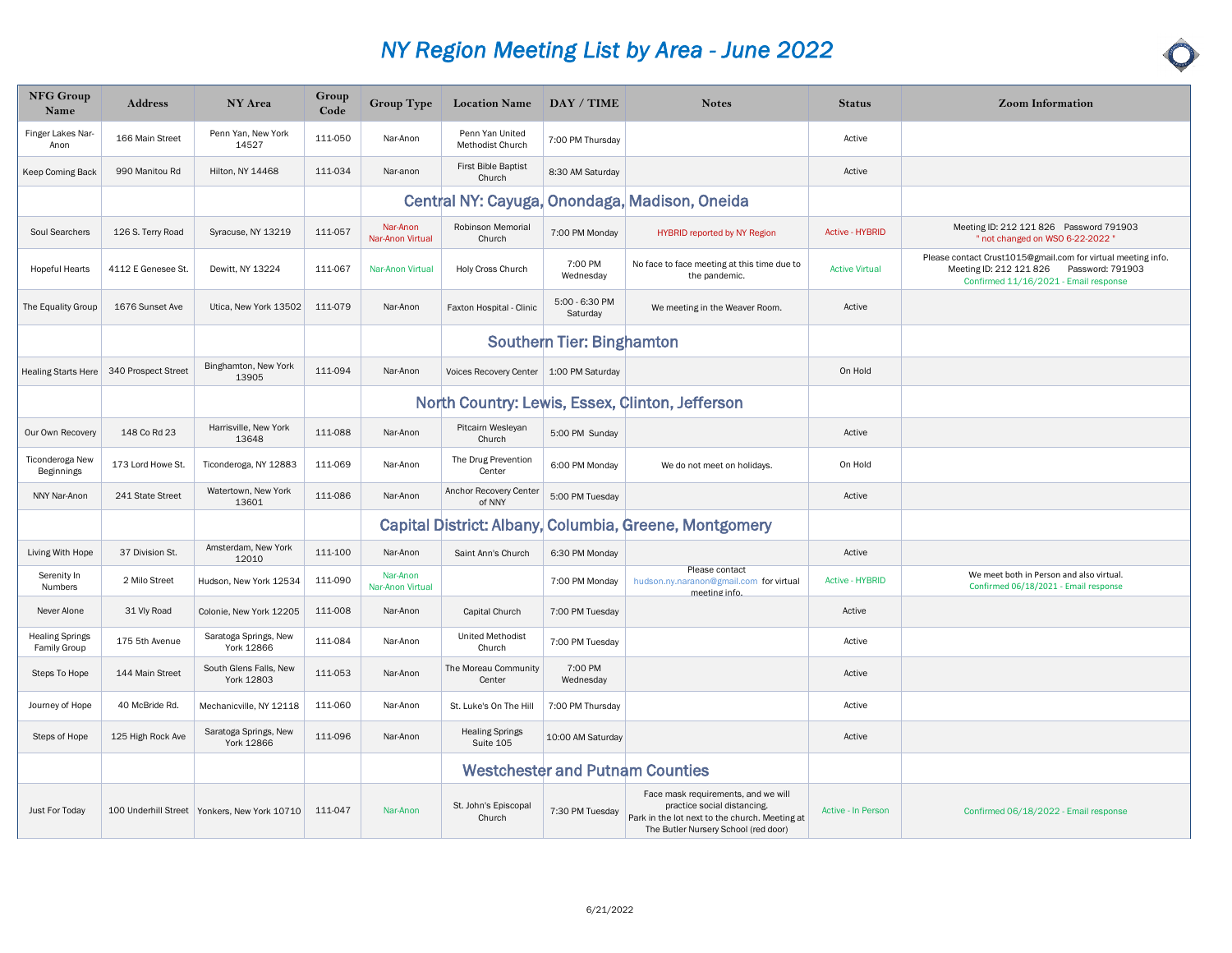# NY Region Meeting List by Area - June 2022

| NFG Group Name | Address | NY Area | Group Code | Group Type | Location Name | DAY / TIME | Notes | Status | Zoom Information |
|---|---|---|---|---|---|---|---|---|---|
| Finger Lakes Nar-Anon | 166 Main Street | Penn Yan, New York 14527 | 111-050 | Nar-Anon | Penn Yan United Methodist Church | 7:00 PM Thursday | | Active | |
| Keep Coming Back | 990 Manitou Rd | Hilton, NY 14468 | 111-034 | Nar-anon | First Bible Baptist Church | 8:30 AM Saturday | | Active | |
| | | | | **Central NY: Cayuga, Onondaga, Madison, Oneida** | | | | | |
| Soul Searchers | 126 S. Terry Road | Syracuse, NY 13219 | 111-057 | Nar-Anon Nar-Anon Virtual | Robinson Memorial Church | 7:00 PM Monday | HYBRID reported by NY Region | Active - HYBRID | Meeting ID: 212 121 826 Password 791903 " not changed on WSO 6-22-2022 " |
| Hopeful Hearts | 4112 E Genesee St. | Dewitt, NY 13224 | 111-067 | Nar-Anon Virtual | Holy Cross Church | 7:00 PM Wednesday | No face to face meeting at this time due to the pandemic. | Active Virtual | Please contact Crust1015@gmail.com for virtual meeting info. Meeting ID: 212 121 826 Password: 791903 Confirmed 11/16/2021 - Email response |
| The Equality Group | 1676 Sunset Ave | Utica, New York 13502 | 111-079 | Nar-Anon | Faxton Hospital - Clinic | 5:00 - 6:30 PM Saturday | We meeting in the Weaver Room. | Active | |
| | | | | **Southern Tier: Binghamton** | | | | | |
| Healing Starts Here | 340 Prospect Street | Binghamton, New York 13905 | 111-094 | Nar-Anon | Voices Recovery Center | 1:00 PM Saturday | | On Hold | |
| | | | | **North Country: Lewis, Essex, Clinton, Jefferson** | | | | | |
| Our Own Recovery | 148 Co Rd 23 | Harrisville, New York 13648 | 111-088 | Nar-Anon | Pitcairn Wesleyan Church | 5:00 PM Sunday | | Active | |
| Ticonderoga New Beginnings | 173 Lord Howe St. | Ticonderoga, NY 12883 | 111-069 | Nar-Anon | The Drug Prevention Center | 6:00 PM Monday | We do not meet on holidays. | On Hold | |
| NNY Nar-Anon | 241 State Street | Watertown, New York 13601 | 111-086 | Nar-Anon | Anchor Recovery Center of NNY | 5:00 PM Tuesday | | Active | |
| | | | | **Capital District: Albany, Columbia, Greene, Montgomery** | | | | | |
| Living With Hope | 37 Division St. | Amsterdam, New York 12010 | 111-100 | Nar-Anon | Saint Ann's Church | 6:30 PM Monday | | Active | |
| Serenity In Numbers | 2 Milo Street | Hudson, New York 12534 | 111-090 | Nar-Anon Nar-Anon Virtual | | 7:00 PM Monday | Please contact hudson.ny.naranon@gmail.com for virtual meeting info. | Active - HYBRID | We meet both in Person and also virtual. Confirmed 06/18/2021 - Email response |
| Never Alone | 31 Vly Road | Colonie, New York 12205 | 111-008 | Nar-Anon | Capital Church | 7:00 PM Tuesday | | Active | |
| Healing Springs Family Group | 175 5th Avenue | Saratoga Springs, New York 12866 | 111-084 | Nar-Anon | United Methodist Church | 7:00 PM Tuesday | | Active | |
| Steps To Hope | 144 Main Street | South Glens Falls, New York 12803 | 111-053 | Nar-Anon | The Moreau Community Center | 7:00 PM Wednesday | | Active | |
| Journey of Hope | 40 McBride Rd. | Mechanicville, NY 12118 | 111-060 | Nar-Anon | St. Luke's On The Hill | 7:00 PM Thursday | | Active | |
| Steps of Hope | 125 High Rock Ave | Saratoga Springs, New York 12866 | 111-096 | Nar-Anon | Healing Springs Suite 105 | 10:00 AM Saturday | | Active | |
| | | | | **Westchester and Putnam Counties** | | | | | |
| Just For Today | 100 Underhill Street | Yonkers, New York 10710 | 111-047 | Nar-Anon | St. John's Episcopal Church | 7:30 PM Tuesday | Face mask requirements, and we will practice social distancing. Park in the lot next to the church. Meeting at The Butler Nursery School (red door) | Active - In Person | Confirmed 06/18/2022 - Email response |

6/21/2022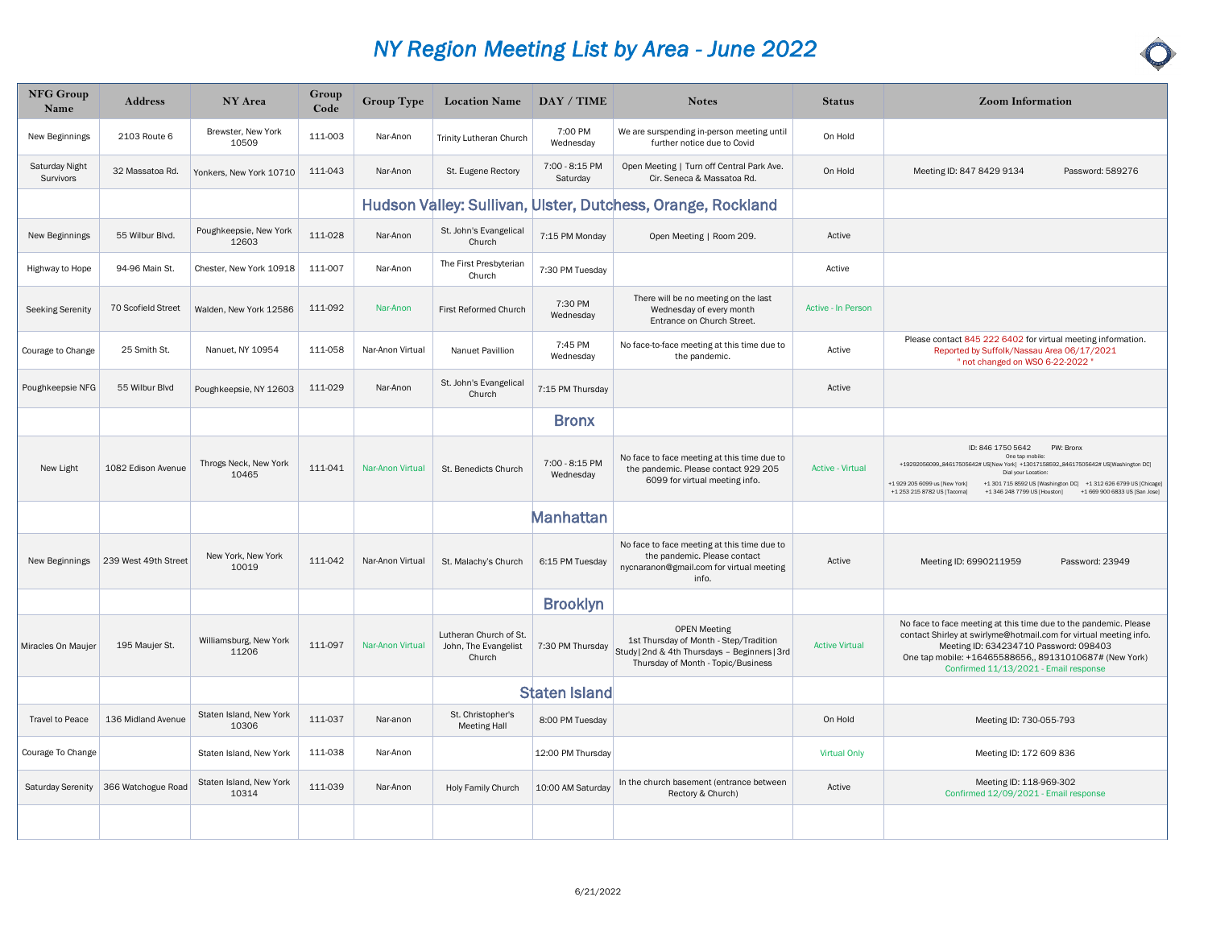# NY Region Meeting List by Area - June 2022

| NFG Group Name | Address | NY Area | Group Code | Group Type | Location Name | DAY / TIME | Notes | Status | Zoom Information |
|---|---|---|---|---|---|---|---|---|---|
| New Beginnings | 2103 Route 6 | Brewster, New York 10509 | 111-003 | Nar-Anon | Trinity Lutheran Church | 7:00 PM Wednesday | We are surpending in-person meeting until further notice due to Covid | On Hold | |
| Saturday Night Survivors | 32 Massatoa Rd. | Yonkers, New York 10710 | 111-043 | Nar-Anon | St. Eugene Rectory | 7:00 - 8:15 PM Saturday | Open Meeting \| Turn off Central Park Ave. Cir. Seneca & Massatoa Rd. | On Hold | Meeting ID: 847 8429 9134 Password: 589276 |
| | | | | **Hudson Valley: Sullivan, Ulster, Dutchess, Orange, Rockland** | | | | | |
| New Beginnings | 55 Wilbur Blvd. | Poughkeepsie, New York 12603 | 111-028 | Nar-Anon | St. John's Evangelical Church | 7:15 PM Monday | Open Meeting \| Room 209. | Active | |
| Highway to Hope | 94-96 Main St. | Chester, New York 10918 | 111-007 | Nar-Anon | The First Presbyterian Church | 7:30 PM Tuesday | | Active | |
| Seeking Serenity | 70 Scofield Street | Walden, New York 12586 | 111-092 | Nar-Anon | First Reformed Church | 7:30 PM Wednesday | There will be no meeting on the last Wednesday of every month Entrance on Church Street. | Active - In Person | |
| Courage to Change | 25 Smith St. | Nanuet, NY 10954 | 111-058 | Nar-Anon Virtual | Nanuet Pavillion | 7:45 PM Wednesday | No face-to-face meeting at this time due to the pandemic. | Active | Please contact 845 222 6402 for virtual meeting information. Reported by Suffolk/Nassau Area 06/17/2021 * not changed on WSO 6-22-2022 * |
| Poughkeepsie NFG | 55 Wilbur Blvd | Poughkeepsie, NY 12603 | 111-029 | Nar-Anon | St. John's Evangelical Church | 7:15 PM Thursday | | Active | |
| | | | | | | **Bronx** | | | |
| New Light | 1082 Edison Avenue | Throgs Neck, New York 10465 | 111-041 | Nar-Anon Virtual | St. Benedicts Church | 7:00 - 8:15 PM Wednesday | No face to face meeting at this time due to the pandemic. Please contact 929 205 6099 for virtual meeting info. | Active - Virtual | ID: 846 1750 5642 PW: Bronx One tap mobile: +19292056099,,84617505642# US(New York) +13017158592,,84617505642# US(Washington DC) Dial your Location: +1 929 205 6099 us (New York) +1 301 715 8592 US (Washington DC) +1 312 626 6799 US (Chicago) +1 253 215 8782 US (Tacoma) +1 346 248 7799 US (Houston) +1 669 900 6833 US (San Jose) |
| | | | | | | **Manhattan** | | | |
| New Beginnings | 239 West 49th Street | New York, New York 10019 | 111-042 | Nar-Anon Virtual | St. Malachy's Church | 6:15 PM Tuesday | No face to face meeting at this time due to the pandemic. Please contact nycnaranon@gmail.com for virtual meeting info. | Active | Meeting ID: 6990211959 Password: 23949 |
| | | | | | | **Brooklyn** | | | |
| Miracles On Maujer | 195 Maujer St. | Williamsburg, New York 11206 | 111-097 | Nar-Anon Virtual | Lutheran Church of St. John, The Evangelist Church | 7:30 PM Thursday | OPEN Meeting 1st Thursday of Month - Step/Tradition Study\| 2nd & 4th Thursdays – Beginners\| 3rd Thursday of Month - Topic/Business | Active Virtual | No face to face meeting at this time due to the pandemic. Please contact Shirley at swirlyme@hotmail.com for virtual meeting info. Meeting ID: 634234710 Password: 098403 One tap mobile: +16465588656,, 89131010687# (New York) Confirmed 11/13/2021 - Email response |
| | | | | | | **Staten Island** | | | |
| Travel to Peace | 136 Midland Avenue | Staten Island, New York 10306 | 111-037 | Nar-anon | St. Christopher's Meeting Hall | 8:00 PM Tuesday | | On Hold | Meeting ID: 730-055-793 |
| Courage To Change | | Staten Island, New York | 111-038 | Nar-Anon | | 12:00 PM Thursday | | Virtual Only | Meeting ID: 172 609 836 |
| Saturday Serenity | 366 Watchogue Road | Staten Island, New York 10314 | 111-039 | Nar-Anon | Holy Family Church | 10:00 AM Saturday | In the church basement (entrance between Rectory & Church) | Active | Meeting ID: 118-969-302 Confirmed 12/09/2021 - Email response |
| | | | | | | | | | |

6/21/2022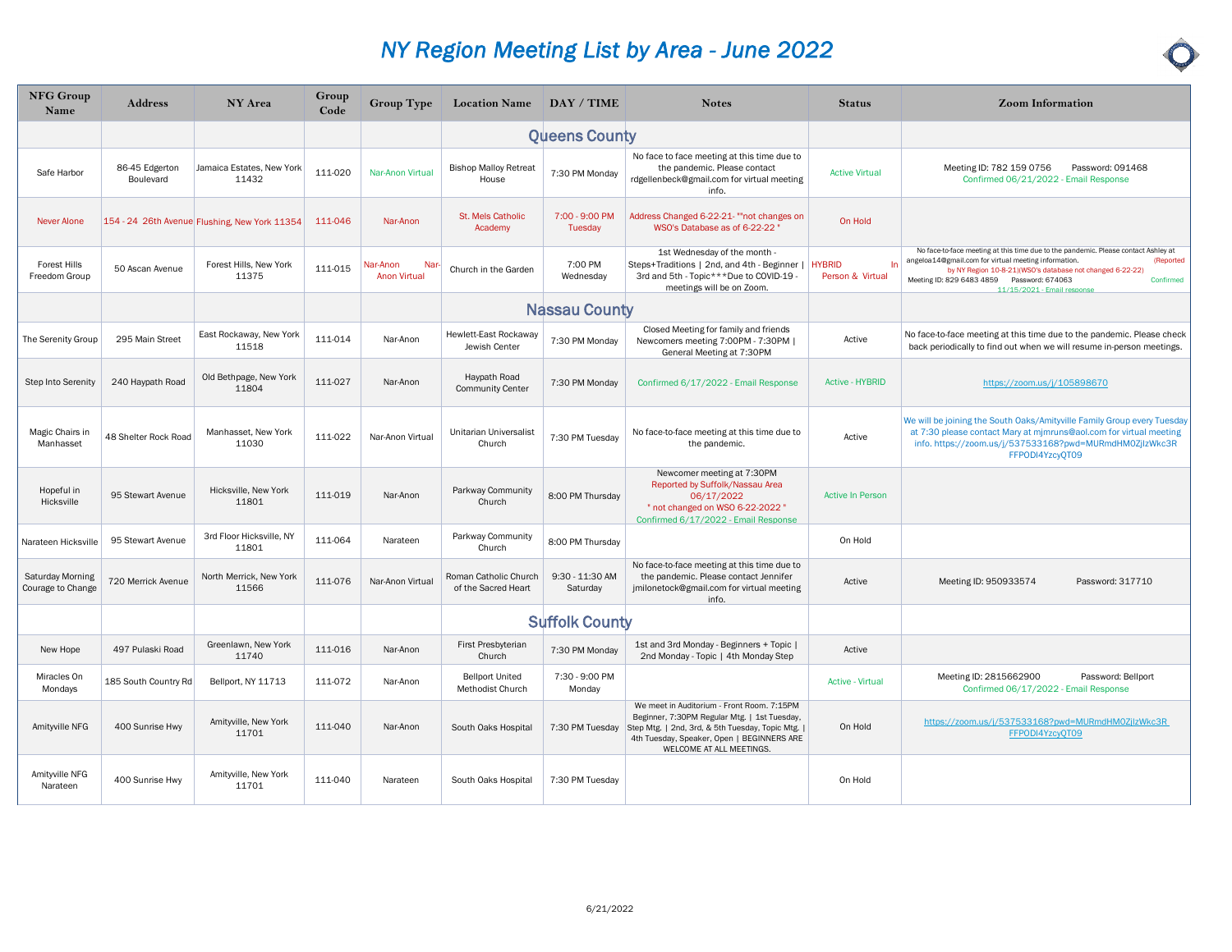# NY Region Meeting List by Area - June 2022

| NFG Group Name | Address | NY Area | Group Code | Group Type | Location Name | DAY / TIME | Notes | Status | Zoom Information |
|---|---|---|---|---|---|---|---|---|---|
| | | | | | Queens County | | | | |
| Safe Harbor | 86-45 Edgerton Boulevard | Jamaica Estates, New York 11432 | 111-020 | Nar-Anon Virtual | Bishop Malloy Retreat House | 7:30 PM Monday | No face to face meeting at this time due to the pandemic. Please contact rdgellenbeck@gmail.com for virtual meeting info. | Active Virtual | Meeting ID: 782 159 0756 Password: 091468 Confirmed 06/21/2022 - Email Response |
| Never Alone | 154 - 24 26th Avenue | Flushing, New York 11354 | 111-046 | Nar-Anon | St. Mels Catholic Academy | 7:00 - 9:00 PM Tuesday | Address Changed 6-22-21- ""not changes on WSO's Database as of 6-22-22 " | On Hold | |
| Forest Hills Freedom Group | 50 Ascan Avenue | Forest Hills, New York 11375 | 111-015 | Nar-Anon Nar-Anon Virtual | Church in the Garden | 7:00 PM Wednesday | 1st Wednesday of the month - Steps+Traditions \| 2nd, and 4th - Beginner \| 3rd and 5th - Topic***Due to COVID-19 - meetings will be on Zoom. | HYBRID In Person & Virtual | No face-to-face meeting at this time due to the pandemic. Please contact Ashley at angeloa14@gmail.com for virtual meeting information. (Reported by NY Region 10-8-21)(WSO's database not changed 6-22-22) Meeting ID: 829 6483 4859 Password: 674063 Confirmed 11/15/2021 - Email response |
| | | | | | Nassau County | | | | |
| The Serenity Group | 295 Main Street | East Rockaway, New York 11518 | 111-014 | Nar-Anon | Hewlett-East Rockaway Jewish Center | 7:30 PM Monday | Closed Meeting for family and friends Newcomers meeting 7:00PM - 7:30PM \| General Meeting at 7:30PM | Active | No face-to-face meeting at this time due to the pandemic. Please check back periodically to find out when we will resume in-person meetings. |
| Step Into Serenity | 240 Haypath Road | Old Bethpage, New York 11804 | 111-027 | Nar-Anon | Haypath Road Community Center | 7:30 PM Monday | Confirmed 6/17/2022 - Email Response | Active - HYBRID | https://zoom.us/j/105898670 |
| Magic Chairs in Manhasset | 48 Shelter Rock Road | Manhasset, New York 11030 | 111-022 | Nar-Anon Virtual | Unitarian Universalist Church | 7:30 PM Tuesday | No face-to-face meeting at this time due to the pandemic. | Active | We will be joining the South Oaks/Amityville Family Group every Tuesday at 7:30 please contact Mary at mjmruns@aol.com for virtual meeting info. https://zoom.us/j/537533168?pwd=MURmdHM0ZjlzWkc3R FFPODI4YzcyQT09 |
| Hopeful in Hicksville | 95 Stewart Avenue | Hicksville, New York 11801 | 111-019 | Nar-Anon | Parkway Community Church | 8:00 PM Thursday | Newcomer meeting at 7:30PM Reported by Suffolk/Nassau Area 06/17/2022 " not changed on WSO 6-22-2022 " Confirmed 6/17/2022 - Email Response | Active In Person | |
| Narateen Hicksville | 95 Stewart Avenue | 3rd Floor Hicksville, NY 11801 | 111-064 | Narateen | Parkway Community Church | 8:00 PM Thursday | | On Hold | |
| Saturday Morning Courage to Change | 720 Merrick Avenue | North Merrick, New York 11566 | 111-076 | Nar-Anon Virtual | Roman Catholic Church of the Sacred Heart | 9:30 - 11:30 AM Saturday | No face-to-face meeting at this time due to the pandemic. Please contact Jennifer jmilonetock@gmail.com for virtual meeting info. | Active | Meeting ID: 950933574 Password: 317710 |
| | | | | | Suffolk County | | | | |
| New Hope | 497 Pulaski Road | Greenlawn, New York 11740 | 111-016 | Nar-Anon | First Presbyterian Church | 7:30 PM Monday | 1st and 3rd Monday - Beginners + Topic \| 2nd Monday - Topic \| 4th Monday Step | Active | |
| Miracles On Mondays | 185 South Country Rd | Bellport, NY 11713 | 111-072 | Nar-Anon | Bellport United Methodist Church | 7:30 - 9:00 PM Monday | | Active - Virtual | Meeting ID: 2815662900 Password: Bellport Confirmed 06/17/2022 - Email Response |
| Amityville NFG | 400 Sunrise Hwy | Amityville, New York 11701 | 111-040 | Nar-Anon | South Oaks Hospital | 7:30 PM Tuesday | We meet in Auditorium - Front Room. 7:15PM Beginner, 7:30PM Regular Mtg. \| 1st Tuesday, Step Mtg. \| 2nd, 3rd, & 5th Tuesday, Topic Mtg. \| 4th Tuesday, Speaker, Open \| BEGINNERS ARE WELCOME AT ALL MEETINGS. | On Hold | https://zoom.us/j/537533168?pwd=MURmdHM0ZjlzWkc3R FFPODI4YzcyQT09 |
| Amityville NFG Narateen | 400 Sunrise Hwy | Amityville, New York 11701 | 111-040 | Narateen | South Oaks Hospital | 7:30 PM Tuesday | | On Hold | |

6/21/2022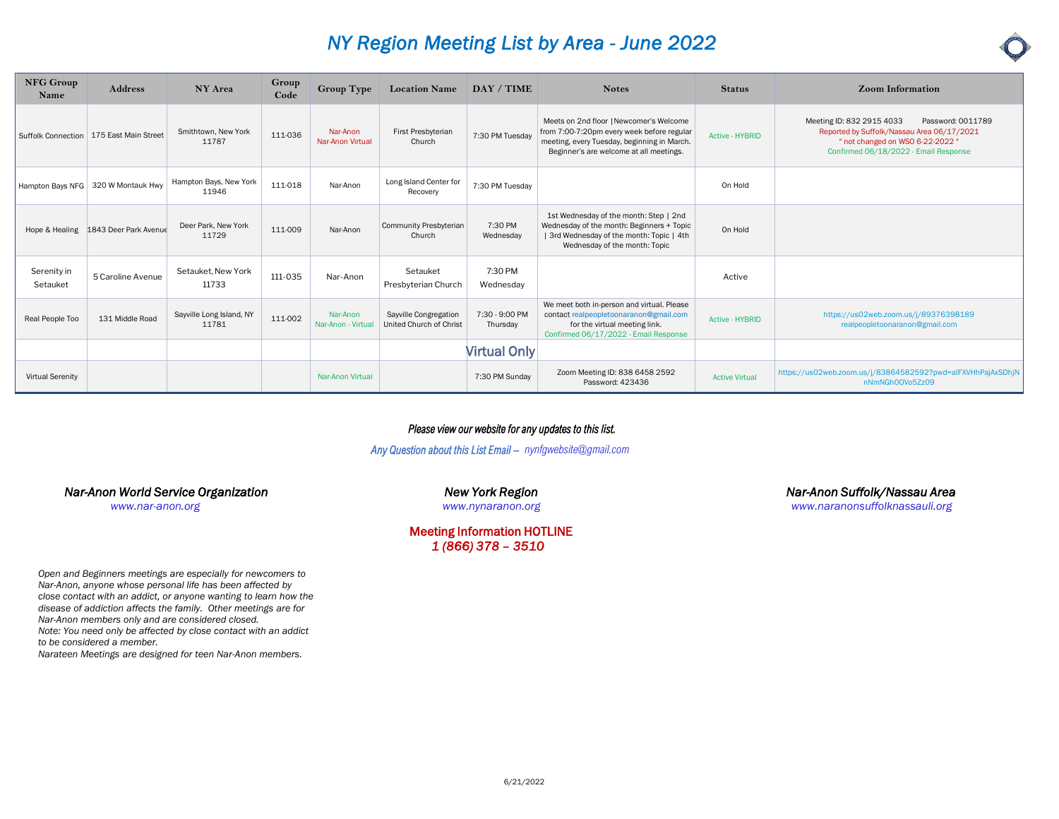# NY Region Meeting List by Area - June 2022

| NFG Group Name | Address | NY Area | Group Code | Group Type | Location Name | DAY / TIME | Notes | Status | Zoom Information |
|---|---|---|---|---|---|---|---|---|---|
| Suffolk Connection | 175 East Main Street | Smithtown, New York 11787 | 111-036 | Nar-Anon Nar-Anon Virtual | First Presbyterian Church | 7:30 PM Tuesday | Meets on 2nd floor \|Newcomer's Welcome from 7:00-7:20pm every week before regular meeting, every Tuesday, beginning in March. Beginner's are welcome at all meetings. | Active - HYBRID | Meeting ID: 832 2915 4033 Password: 0011789 Reported by Suffolk/Nassau Area 06/17/2021 " not changed on WSO 6-22-2022 " Confirmed 06/18/2022 - Email Response |
| Hampton Bays NFG | 320 W Montauk Hwy | Hampton Bays, New York 11946 | 111-018 | Nar-Anon | Long Island Center for Recovery | 7:30 PM Tuesday | | On Hold | |
| Hope & Healing | 1843 Deer Park Avenue | Deer Park, New York 11729 | 111-009 | Nar-Anon | Community Presbyterian Church | 7:30 PM Wednesday | 1st Wednesday of the month: Step \| 2nd Wednesday of the month: Beginners + Topic \| 3rd Wednesday of the month: Topic \| 4th Wednesday of the month: Topic | On Hold | |
| Serenity in Setauket | 5 Caroline Avenue | Setauket, New York 11733 | 111-035 | Nar-Anon | Setauket Presbyterian Church | 7:30 PM Wednesday | | Active | |
| Real People Too | 131 Middle Road | Sayville Long Island, NY 11781 | 111-002 | Nar-Anon Nar-Anon - Virtual | Sayville Congregation United Church of Christ | 7:30 - 9:00 PM Thursday | We meet both in-person and virtual. Please contact realpeopletoonaranon@gmail.com for the virtual meeting link. Confirmed 06/17/2022 - Email Response | Active - HYBRID | https://us02web.zoom.us/j/89376398189 realpeopletoonaranon@gmail.com |
| | | | | | | Virtual Only | | | |
| Virtual Serenity | | | | Nar-Anon Virtual | | 7:30 PM Sunday | Zoom Meeting ID: 838 6458 2592 Password: 423436 | Active Virtual | https://us02web.zoom.us/j/83864582592?pwd=alFXVHhPajAxSDhjNnNmNGh0OVo5Zz09 |

*Please view our website for any updates to this list.*

*Any Question about this List Email – nynfgwebsite@gmail.com*

*Nar-Anon World Service Organization*
*www.nar-anon.org*

*New York Region*
*www.nynaranon.org*

*Nar-Anon Suffolk/Nassau Area*
*www.naranonsuffolknassauli.org*

**Meeting Information HOTLINE**
*1 (866) 378 – 3510*

*Open and Beginners meetings are especially for newcomers to Nar-Anon, anyone whose personal life has been affected by close contact with an addict, or anyone wanting to learn how the disease of addiction affects the family. Other meetings are for Nar-Anon members only and are considered closed.*
*Note: You need only be affected by close contact with an addict to be considered a member.*
*Narateen Meetings are designed for teen Nar-Anon members.*

6/21/2022